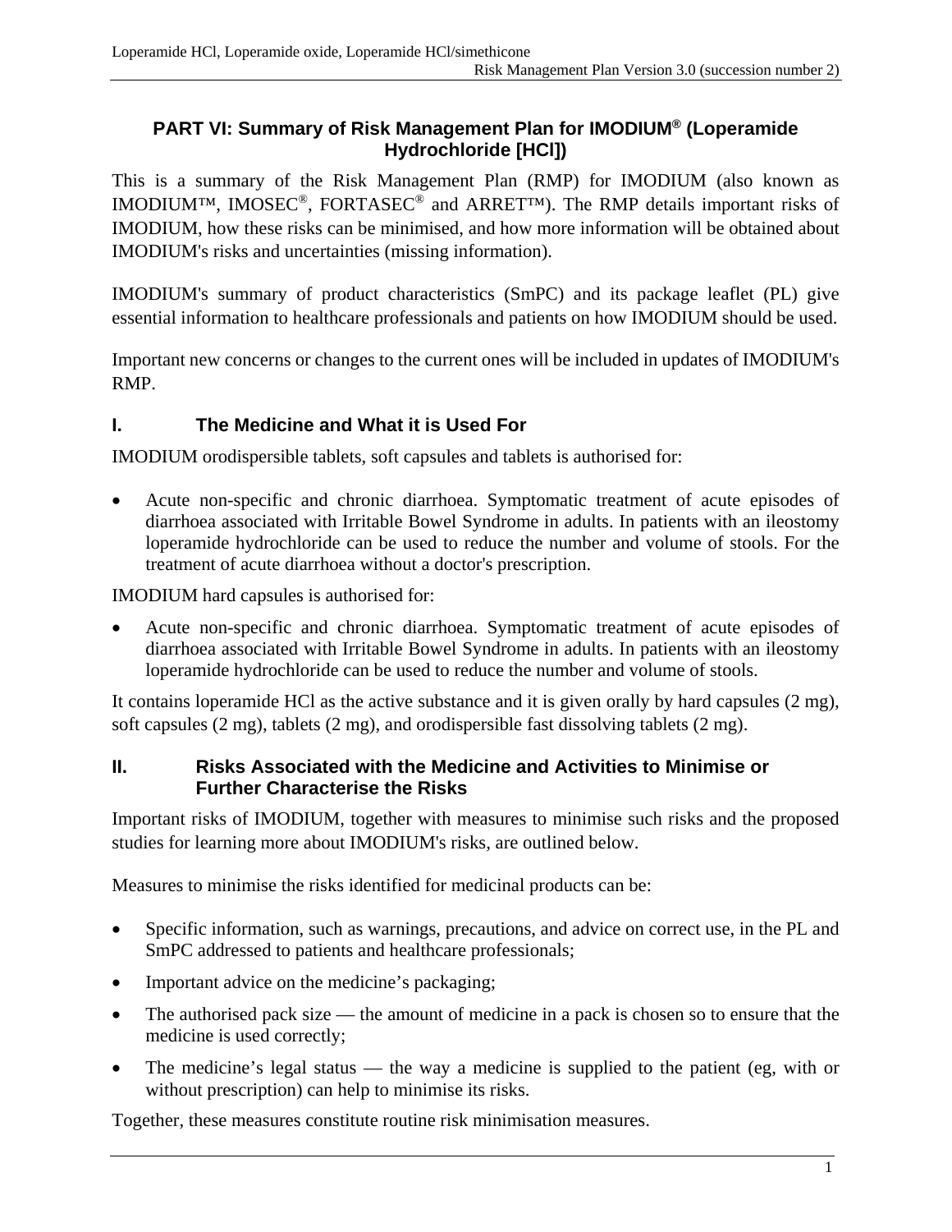# PART VI: Summary of Risk Management Plan for IMODIUM® (Loperamide Hydrochloride [HCl])

This is a summary of the Risk Management Plan (RMP) for IMODIUM (also known as IMODIUM™, IMOSEC®, FORTASEC® and ARRET™). The RMP details important risks of IMODIUM, how these risks can be minimised, and how more information will be obtained about IMODIUM's risks and uncertainties (missing information).

IMODIUM's summary of product characteristics (SmPC) and its package leaflet (PL) give essential information to healthcare professionals and patients on how IMODIUM should be used.

Important new concerns or changes to the current ones will be included in updates of IMODIUM's RMP.

## I. The Medicine and What it is Used For

IMODIUM orodispersible tablets, soft capsules and tablets is authorised for:

- Acute non-specific and chronic diarrhoea. Symptomatic treatment of acute episodes of diarrhoea associated with Irritable Bowel Syndrome in adults. In patients with an ileostomy loperamide hydrochloride can be used to reduce the number and volume of stools. For the treatment of acute diarrhoea without a doctor's prescription.

IMODIUM hard capsules is authorised for:

- Acute non-specific and chronic diarrhoea. Symptomatic treatment of acute episodes of diarrhoea associated with Irritable Bowel Syndrome in adults. In patients with an ileostomy loperamide hydrochloride can be used to reduce the number and volume of stools.

It contains loperamide HCl as the active substance and it is given orally by hard capsules (2 mg), soft capsules (2 mg), tablets (2 mg), and orodispersible fast dissolving tablets (2 mg).

## II. Risks Associated with the Medicine and Activities to Minimise or Further Characterise the Risks

Important risks of IMODIUM, together with measures to minimise such risks and the proposed studies for learning more about IMODIUM's risks, are outlined below.

Measures to minimise the risks identified for medicinal products can be:

- Specific information, such as warnings, precautions, and advice on correct use, in the PL and SmPC addressed to patients and healthcare professionals;
- Important advice on the medicine's packaging;
- The authorised pack size — the amount of medicine in a pack is chosen so to ensure that the medicine is used correctly;
- The medicine's legal status — the way a medicine is supplied to the patient (eg, with or without prescription) can help to minimise its risks.

Together, these measures constitute routine risk minimisation measures.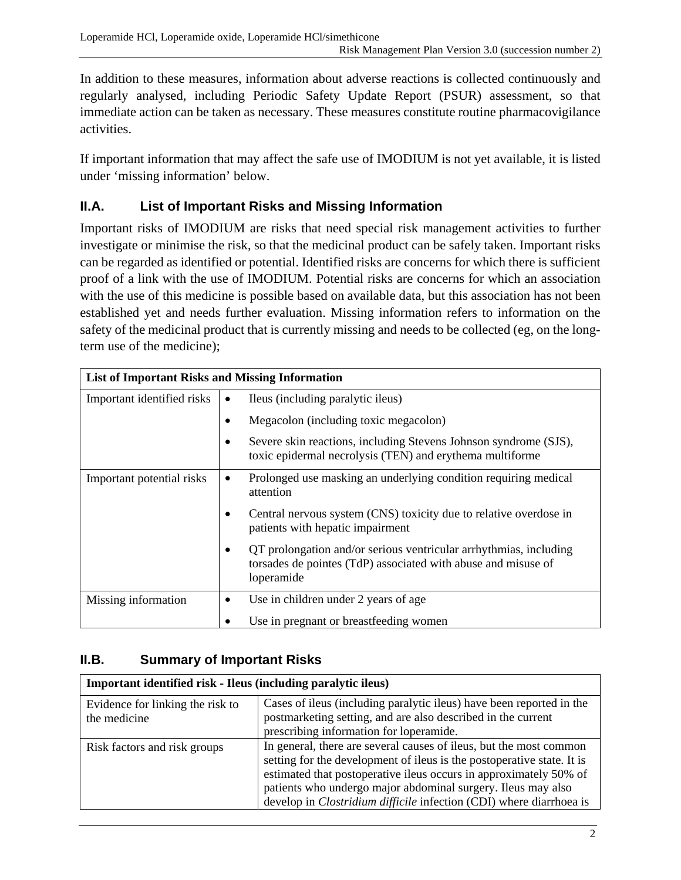In addition to these measures, information about adverse reactions is collected continuously and regularly analysed, including Periodic Safety Update Report (PSUR) assessment, so that immediate action can be taken as necessary. These measures constitute routine pharmacovigilance activities.

If important information that may affect the safe use of IMODIUM is not yet available, it is listed under 'missing information' below.

## II.A. List of Important Risks and Missing Information

Important risks of IMODIUM are risks that need special risk management activities to further investigate or minimise the risk, so that the medicinal product can be safely taken. Important risks can be regarded as identified or potential. Identified risks are concerns for which there is sufficient proof of a link with the use of IMODIUM. Potential risks are concerns for which an association with the use of this medicine is possible based on available data, but this association has not been established yet and needs further evaluation. Missing information refers to information on the safety of the medicinal product that is currently missing and needs to be collected (eg, on the long-term use of the medicine);

| **List of Important Risks and Missing Information** | |
|---|---|
| Important identified risks | • Ileus (including paralytic ileus)<br>• Megacolon (including toxic megacolon)<br>• Severe skin reactions, including Stevens Johnson syndrome (SJS), toxic epidermal necrolysis (TEN) and erythema multiforme |
| Important potential risks | • Prolonged use masking an underlying condition requiring medical attention<br>• Central nervous system (CNS) toxicity due to relative overdose in patients with hepatic impairment<br>• QT prolongation and/or serious ventricular arrhythmias, including torsades de pointes (TdP) associated with abuse and misuse of loperamide |
| Missing information | • Use in children under 2 years of age<br>• Use in pregnant or breastfeeding women |

## II.B. Summary of Important Risks

| **Important identified risk - Ileus (including paralytic ileus)** | |
|---|---|
| Evidence for linking the risk to the medicine | Cases of ileus (including paralytic ileus) have been reported in the postmarketing setting, and are also described in the current prescribing information for loperamide. |
| Risk factors and risk groups | In general, there are several causes of ileus, but the most common setting for the development of ileus is the postoperative state. It is estimated that postoperative ileus occurs in approximately 50% of patients who undergo major abdominal surgery. Ileus may also develop in *Clostridium difficile* infection (CDI) where diarrhoea is |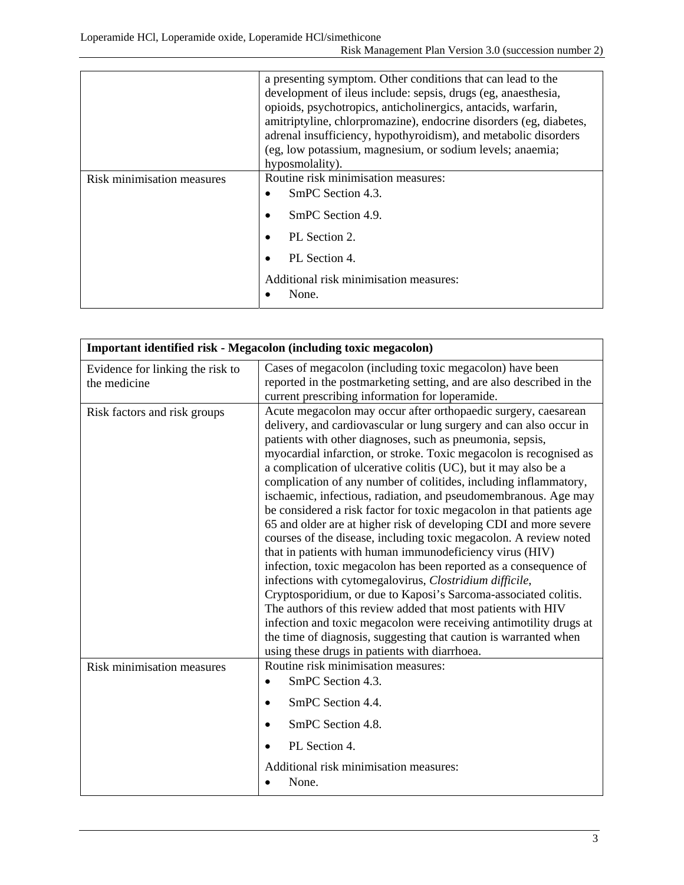| | |
|---|---|
| | a presenting symptom. Other conditions that can lead to the development of ileus include: sepsis, drugs (eg, anaesthesia, opioids, psychotropics, anticholinergics, antacids, warfarin, amitriptyline, chlorpromazine), endocrine disorders (eg, diabetes, adrenal insufficiency, hypothyroidism), and metabolic disorders (eg, low potassium, magnesium, or sodium levels; anaemia; hyposmolality). |
| Risk minimisation measures | Routine risk minimisation measures:<br>• SmPC Section 4.3.<br>• SmPC Section 4.9.<br>• PL Section 2.<br>• PL Section 4.<br><br>Additional risk minimisation measures:<br>• None. |

| **Important identified risk - Megacolon (including toxic megacolon)** | |
|---|---|
| Evidence for linking the risk to the medicine | Cases of megacolon (including toxic megacolon) have been reported in the postmarketing setting, and are also described in the current prescribing information for loperamide. |
| Risk factors and risk groups | Acute megacolon may occur after orthopaedic surgery, caesarean delivery, and cardiovascular or lung surgery and can also occur in patients with other diagnoses, such as pneumonia, sepsis, myocardial infarction, or stroke. Toxic megacolon is recognised as a complication of ulcerative colitis (UC), but it may also be a complication of any number of colitides, including inflammatory, ischaemic, infectious, radiation, and pseudomembranous. Age may be considered a risk factor for toxic megacolon in that patients age 65 and older are at higher risk of developing CDI and more severe courses of the disease, including toxic megacolon. A review noted that in patients with human immunodeficiency virus (HIV) infection, toxic megacolon has been reported as a consequence of infections with cytomegalovirus, *Clostridium difficile*, Cryptosporidium, or due to Kaposi's Sarcoma-associated colitis. The authors of this review added that most patients with HIV infection and toxic megacolon were receiving antimotility drugs at the time of diagnosis, suggesting that caution is warranted when using these drugs in patients with diarrhoea. |
| Risk minimisation measures | Routine risk minimisation measures:<br>• SmPC Section 4.3.<br>• SmPC Section 4.4.<br>• SmPC Section 4.8.<br>• PL Section 4.<br><br>Additional risk minimisation measures:<br>• None. |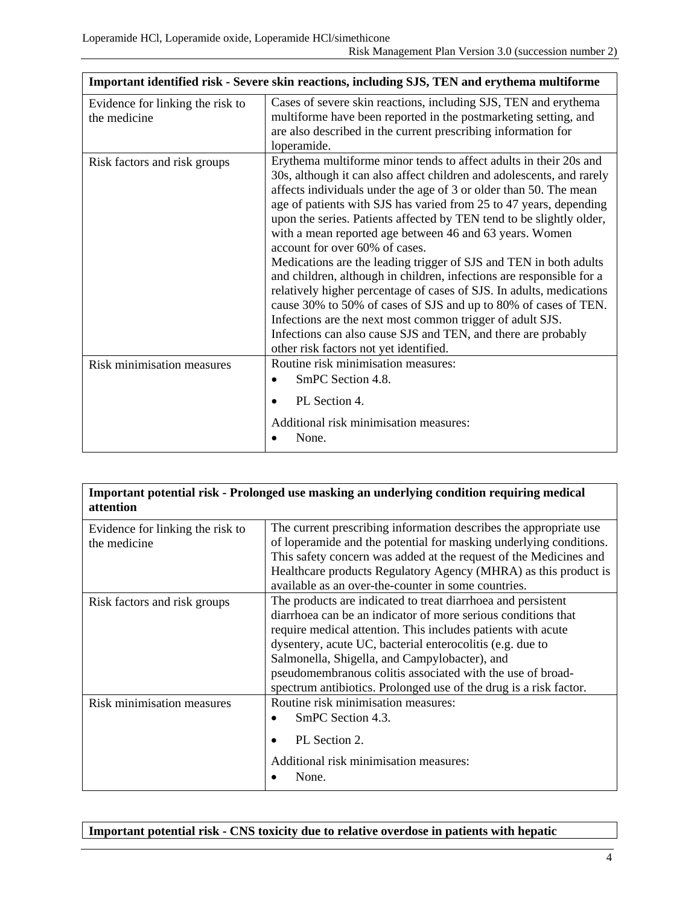| Important identified risk - Severe skin reactions, including SJS, TEN and erythema multiforme | |
|---|---|
| Evidence for linking the risk to the medicine | Cases of severe skin reactions, including SJS, TEN and erythema multiforme have been reported in the postmarketing setting, and are also described in the current prescribing information for loperamide. |
| Risk factors and risk groups | Erythema multiforme minor tends to affect adults in their 20s and 30s, although it can also affect children and adolescents, and rarely affects individuals under the age of 3 or older than 50. The mean age of patients with SJS has varied from 25 to 47 years, depending upon the series. Patients affected by TEN tend to be slightly older, with a mean reported age between 46 and 63 years. Women account for over 60% of cases.<br>Medications are the leading trigger of SJS and TEN in both adults and children, although in children, infections are responsible for a relatively higher percentage of cases of SJS. In adults, medications cause 30% to 50% of cases of SJS and up to 80% of cases of TEN. Infections are the next most common trigger of adult SJS. Infections can also cause SJS and TEN, and there are probably other risk factors not yet identified. |
| Risk minimisation measures | Routine risk minimisation measures:<br>• SmPC Section 4.8.<br>• PL Section 4.<br>Additional risk minimisation measures:<br>• None. |

| Important potential risk - Prolonged use masking an underlying condition requiring medical attention | |
|---|---|
| Evidence for linking the risk to the medicine | The current prescribing information describes the appropriate use of loperamide and the potential for masking underlying conditions. This safety concern was added at the request of the Medicines and Healthcare products Regulatory Agency (MHRA) as this product is available as an over-the-counter in some countries. |
| Risk factors and risk groups | The products are indicated to treat diarrhoea and persistent diarrhoea can be an indicator of more serious conditions that require medical attention. This includes patients with acute dysentery, acute UC, bacterial enterocolitis (e.g. due to Salmonella, Shigella, and Campylobacter), and pseudomembranous colitis associated with the use of broad-spectrum antibiotics. Prolonged use of the drug is a risk factor. |
| Risk minimisation measures | Routine risk minimisation measures:<br>• SmPC Section 4.3.<br>• PL Section 2.<br>Additional risk minimisation measures:<br>• None. |

| Important potential risk - CNS toxicity due to relative overdose in patients with hepatic |
|---|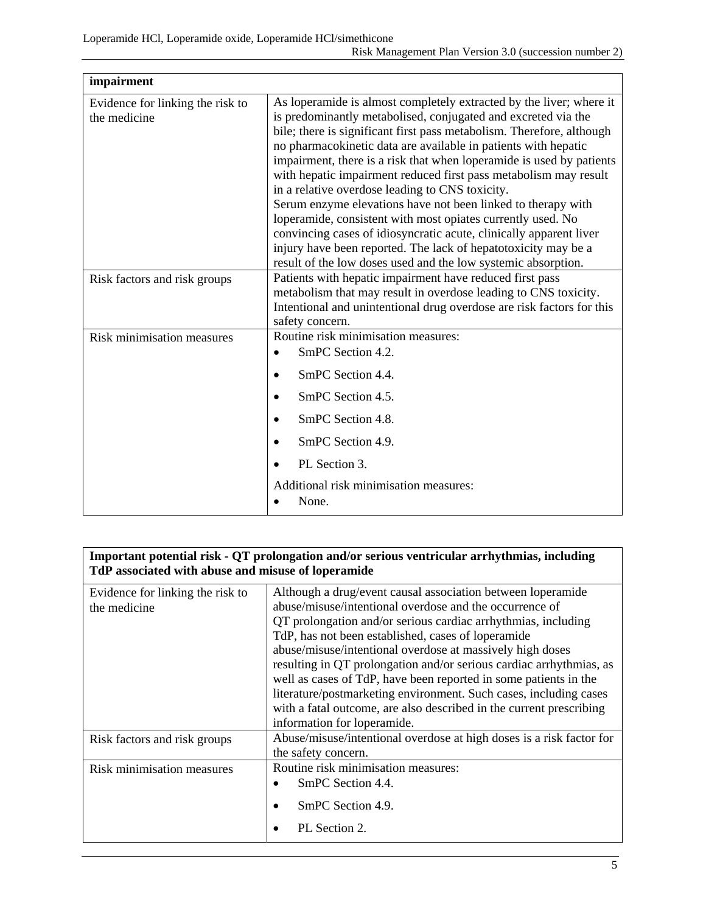| impairment | |
|---|---|
| Evidence for linking the risk to the medicine | As loperamide is almost completely extracted by the liver; where it is predominantly metabolised, conjugated and excreted via the bile; there is significant first pass metabolism. Therefore, although no pharmacokinetic data are available in patients with hepatic impairment, there is a risk that when loperamide is used by patients with hepatic impairment reduced first pass metabolism may result in a relative overdose leading to CNS toxicity.<br>Serum enzyme elevations have not been linked to therapy with loperamide, consistent with most opiates currently used. No convincing cases of idiosyncratic acute, clinically apparent liver injury have been reported. The lack of hepatotoxicity may be a result of the low doses used and the low systemic absorption. |
| Risk factors and risk groups | Patients with hepatic impairment have reduced first pass metabolism that may result in overdose leading to CNS toxicity. Intentional and unintentional drug overdose are risk factors for this safety concern. |
| Risk minimisation measures | Routine risk minimisation measures:<br>• SmPC Section 4.2.<br>• SmPC Section 4.4.<br>• SmPC Section 4.5.<br>• SmPC Section 4.8.<br>• SmPC Section 4.9.<br>• PL Section 3.<br>Additional risk minimisation measures:<br>• None. |

| Important potential risk - QT prolongation and/or serious ventricular arrhythmias, including TdP associated with abuse and misuse of loperamide | |
|---|---|
| Evidence for linking the risk to the medicine | Although a drug/event causal association between loperamide abuse/misuse/intentional overdose and the occurrence of QT prolongation and/or serious cardiac arrhythmias, including TdP, has not been established, cases of loperamide abuse/misuse/intentional overdose at massively high doses resulting in QT prolongation and/or serious cardiac arrhythmias, as well as cases of TdP, have been reported in some patients in the literature/postmarketing environment. Such cases, including cases with a fatal outcome, are also described in the current prescribing information for loperamide. |
| Risk factors and risk groups | Abuse/misuse/intentional overdose at high doses is a risk factor for the safety concern. |
| Risk minimisation measures | Routine risk minimisation measures:<br>• SmPC Section 4.4.<br>• SmPC Section 4.9.<br>• PL Section 2. |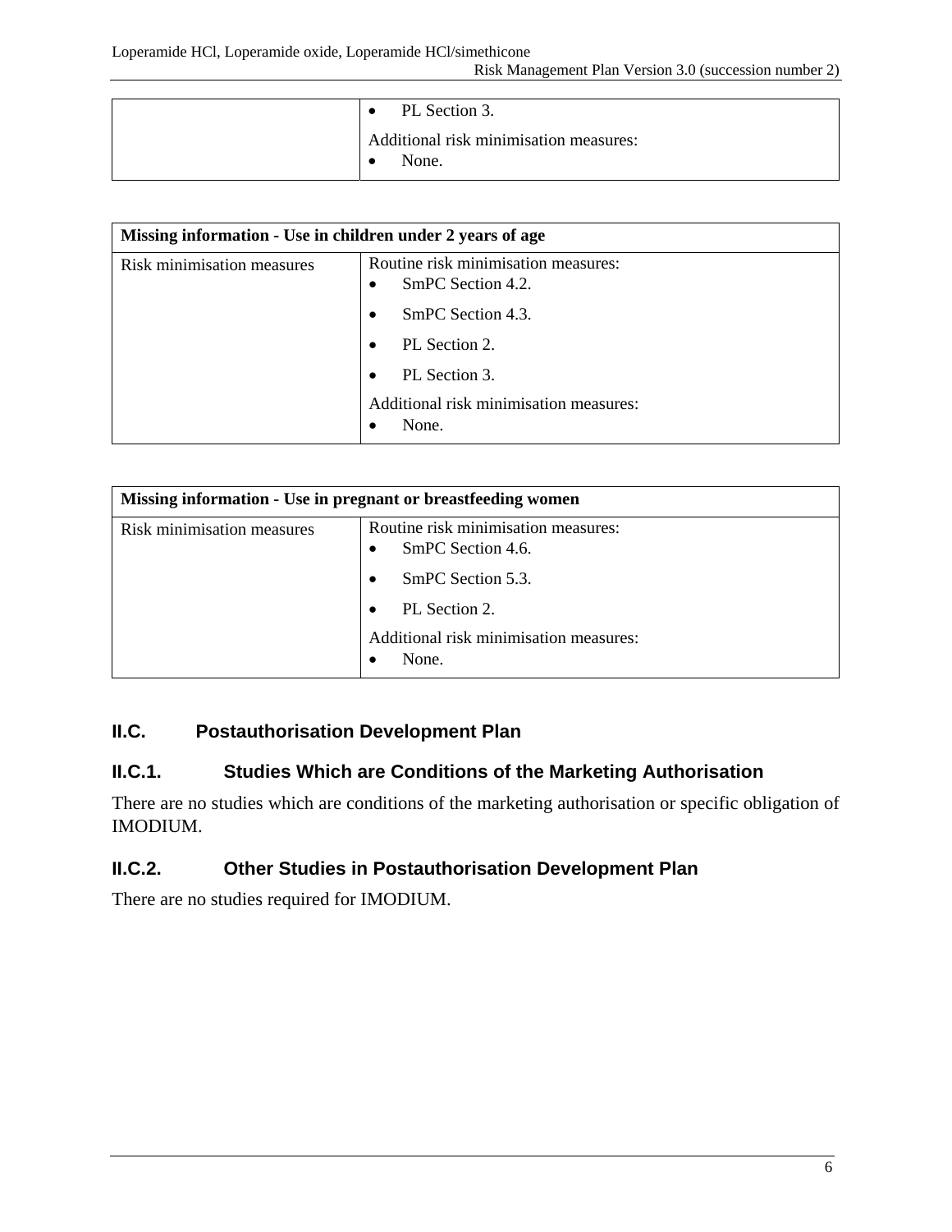| | |
|---|---|
| | • PL Section 3.<br>Additional risk minimisation measures:<br>• None. |

| Missing information - Use in children under 2 years of age | |
|---|---|
| Risk minimisation measures | Routine risk minimisation measures:<br>• SmPC Section 4.2.<br>• SmPC Section 4.3.<br>• PL Section 2.<br>• PL Section 3.<br>Additional risk minimisation measures:<br>• None. |

| Missing information - Use in pregnant or breastfeeding women | |
|---|---|
| Risk minimisation measures | Routine risk minimisation measures:<br>• SmPC Section 4.6.<br>• SmPC Section 5.3.<br>• PL Section 2.<br>Additional risk minimisation measures:<br>• None. |

## II.C. Postauthorisation Development Plan

### II.C.1. Studies Which are Conditions of the Marketing Authorisation

There are no studies which are conditions of the marketing authorisation or specific obligation of IMODIUM.

### II.C.2. Other Studies in Postauthorisation Development Plan

There are no studies required for IMODIUM.